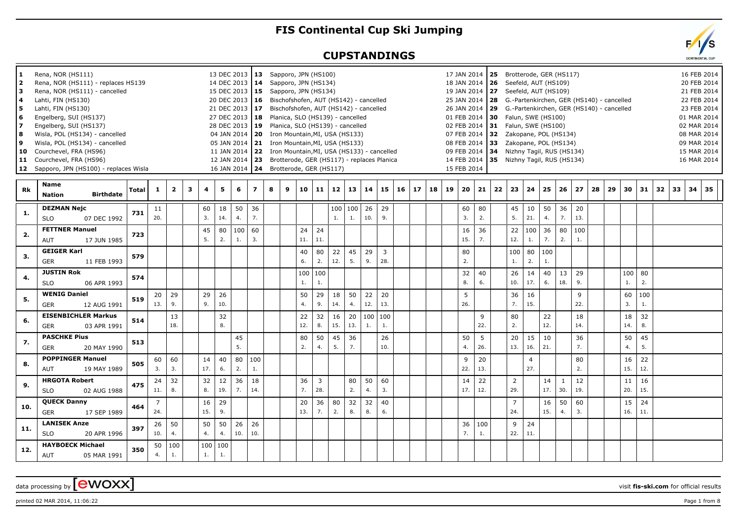# FIS Continental Cup Ski Jumping

## CUPSTANDINGS

| No. | Venue | Date |
|---|---|---|
| 1 | Rena, NOR (HS111) | 13 DEC 2013 |
| 2 | Rena, NOR (HS111) - replaces HS139 | 14 DEC 2013 |
| 3 | Rena, NOR (HS111) - cancelled | 15 DEC 2013 |
| 4 | Lahti, FIN (HS130) | 20 DEC 2013 |
| 5 | Lahti, FIN (HS130) | 21 DEC 2013 |
| 6 | Engelberg, SUI (HS137) | 27 DEC 2013 |
| 7 | Engelberg, SUI (HS137) | 28 DEC 2013 |
| 8 | Wisla, POL (HS134) - cancelled | 04 JAN 2014 |
| 9 | Wisla, POL (HS134) - cancelled | 05 JAN 2014 |
| 10 | Courchevel, FRA (HS96) | 11 JAN 2014 |
| 11 | Courchevel, FRA (HS96) | 12 JAN 2014 |
| 12 | Sapporo, JPN (HS100) - replaces Wisla | 16 JAN 2014 |
| 13 | Sapporo, JPN (HS100) | 17 JAN 2014 |
| 14 | Sapporo, JPN (HS134) | 18 JAN 2014 |
| 15 | Sapporo, JPN (HS134) | 19 JAN 2014 |
| 16 | Bischofshofen, AUT (HS142) - cancelled | 25 JAN 2014 |
| 17 | Bischofshofen, AUT (HS142) - cancelled | 26 JAN 2014 |
| 18 | Planica, SLO (HS139) - cancelled | 01 FEB 2014 |
| 19 | Planica, SLO (HS139) - cancelled | 02 FEB 2014 |
| 20 | Iron Mountain,MI, USA (HS133) | 07 FEB 2014 |
| 21 | Iron Mountain,MI, USA (HS133) | 08 FEB 2014 |
| 22 | Iron Mountain,MI, USA (HS133) - cancelled | 09 FEB 2014 |
| 23 | Brotterode, GER (HS117) - replaces Planica | 14 FEB 2014 |
| 24 | Brotterode, GER (HS117) | 15 FEB 2014 |
| 25 | Brotterode, GER (HS117) | 16 FEB 2014 |
| 26 | Seefeld, AUT (HS109) | 20 FEB 2014 |
| 27 | Seefeld, AUT (HS109) | 21 FEB 2014 |
| 28 | G.-Partenkirchen, GER (HS140) - cancelled | 22 FEB 2014 |
| 29 | G.-Partenkirchen, GER (HS140) - cancelled | 23 FEB 2014 |
| 30 | Falun, SWE (HS100) | 01 MAR 2014 |
| 31 | Falun, SWE (HS100) | 02 MAR 2014 |
| 32 | Zakopane, POL (HS134) | 08 MAR 2014 |
| 33 | Zakopane, POL (HS134) | 09 MAR 2014 |
| 34 | Nizhny Tagil, RUS (HS134) | 15 MAR 2014 |
| 35 | Nizhny Tagil, RUS (HS134) | 16 MAR 2014 |

| Rk | Name / Nation / Birthdate | Total | 1 | 2 | 3 | 4 | 5 | 6 | 7 | 8 | 9 | 10 | 11 | 12 | 13 | 14 | 15 | 16 | 17 | 18 | 19 | 20 | 21 | 22 | 23 | 24 | 25 | 26 | 27 | 28 | 29 | 30 | 31 | 32 | 33 | 34 | 35 |
|---|---|---|---|---|---|---|---|---|---|---|---|---|---|---|---|---|---|---|---|---|---|---|---|---|---|---|---|---|---|---|---|---|---|---|---|---|---|
| 1. | **DEZMAN Nejc** SLO 07 DEC 1992 | 731 | 11 20. | | | 60 3. | 18 14. | 50 4. | 36 7. | | | | | 100 1. | 100 1. | 26 10. | 29 9. | | | | | 60 3. | 80 2. | | 45 5. | 10 21. | 50 4. | 36 7. | 20 13. | | | | | | | | |
| 2. | **FETTNER Manuel** AUT 17 JUN 1985 | 723 | | | | 45 5. | 80 2. | 100 1. | 60 3. | | | 24 11. | 24 11. | | | | | | | | | 16 15. | 36 7. | | 22 12. | 100 1. | 36 7. | 80 2. | 100 1. | | | | | | | | |
| 3. | **GEIGER Karl** GER 11 FEB 1993 | 579 | | | | | | | | | | 40 6. | 80 2. | 22 12. | 45 5. | 29 9. | 3 28. | | | | | 80 2. | | | 100 1. | 80 2. | 100 1. | | | | | | | | | | |
| 4. | **JUSTIN Rok** SLO 06 APR 1993 | 574 | | | | | | | | | | 100 1. | 100 1. | | | | | | | | | 32 8. | 40 6. | | 26 10. | 14 17. | 40 6. | 13 18. | 29 9. | | | 100 1. | 80 2. | | | | |
| 5. | **WENIG Daniel** GER 12 AUG 1991 | 519 | 20 13. | 29 9. | | 29 9. | 26 10. | | | | | 50 4. | 29 9. | 18 14. | 50 4. | 22 12. | 20 13. | | | | | 5 26. | | | 36 7. | 16 15. | | | 9 22. | | | 60 3. | 100 1. | | | | |
| 6. | **EISENBICHLER Markus** GER 03 APR 1991 | 514 | | 13 18. | | | 32 8. | | | | | 22 12. | 32 8. | 16 15. | 20 13. | 100 1. | 100 1. | | | | | | 9 22. | | 80 2. | | 22 12. | | 18 14. | | | 18 14. | 32 8. | | | | |
| 7. | **PASCHKE Pius** GER 20 MAY 1990 | 513 | | | | | | 45 5. | | | | 80 2. | 50 4. | 45 5. | 36 7. | | 26 10. | | | | | 50 4. | 5 26. | | 20 13. | 15 16. | 10 21. | | 36 7. | | | 50 4. | 45 5. | | | | |
| 8. | **POPPINGER Manuel** AUT 19 MAY 1989 | 505 | 60 3. | 60 3. | | 14 17. | 40 6. | 80 2. | 100 1. | | | | | | | | | | | | | 9 22. | 20 13. | | | 4 27. | | | 80 2. | | | 16 15. | 22 12. | | | | |
| 9. | **HRGOTA Robert** SLO 02 AUG 1988 | 475 | 24 11. | 32 8. | | 32 8. | 12 19. | 36 7. | 18 14. | | | 36 7. | 3 28. | | 80 2. | 50 4. | 60 3. | | | | | 14 17. | 22 12. | | 2 29. | | 14 17. | 1 30. | 12 19. | | | 11 20. | 16 15. | | | | |
| 10. | **QUECK Danny** GER 17 SEP 1989 | 464 | 7 24. | | | 16 15. | 29 9. | | | | | 20 13. | 36 7. | 80 2. | 32 8. | 32 8. | 40 6. | | | | | | | | 7 24. | | 16 15. | 50 4. | 60 3. | | | 15 16. | 24 11. | | | | |
| 11. | **LANISEK Anze** SLO 20 APR 1996 | 397 | 26 10. | 50 4. | | 50 4. | 50 4. | 26 10. | 26 10. | | | | | | | | | | | | | 36 7. | 100 1. | | 9 22. | 24 11. | | | | | | | | | | | |
| 12. | **HAYBOECK Michael** AUT 05 MAR 1991 | 350 | 50 4. | 100 1. | | 100 1. | 100 1. | | | | | | | | | | | | | | | | | | | | | | | | | | | | | | |

data processing by ewoxx — visit fis-ski.com for official results

printed 02 MAR 2014, 11:06:22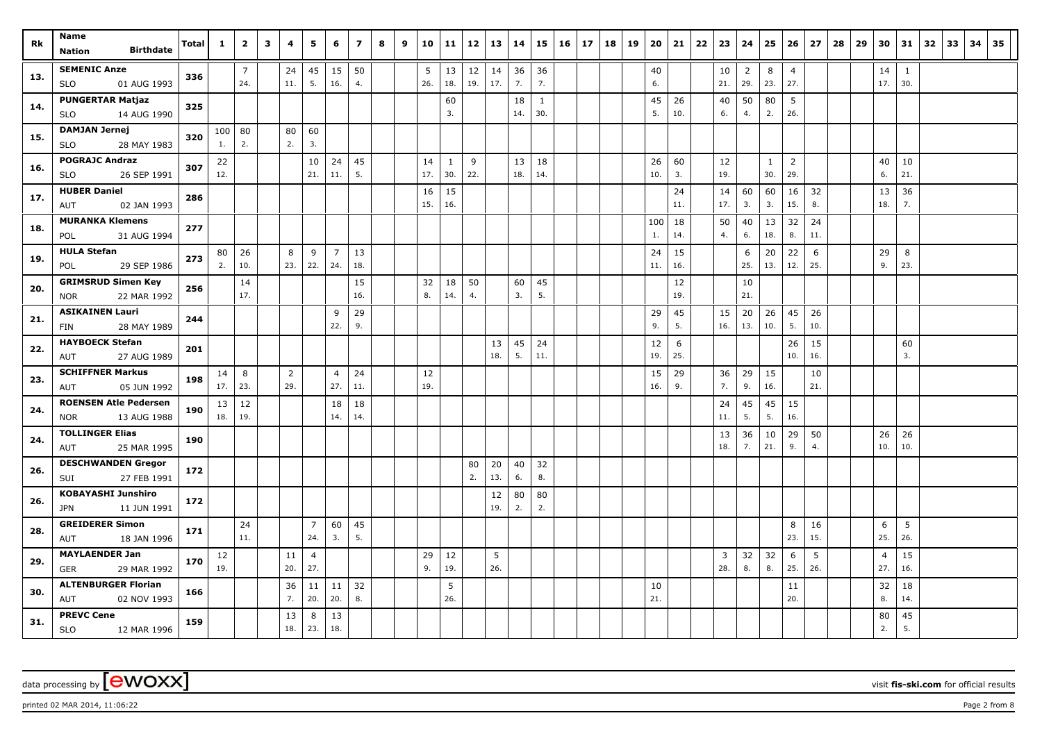| Rk | Name / Nation Birthdate | Total | 1 | 2 | 3 | 4 | 5 | 6 | 7 | 8 | 9 | 10 | 11 | 12 | 13 | 14 | 15 | 16 | 17 | 18 | 19 | 20 | 21 | 22 | 23 | 24 | 25 | 26 | 27 | 28 | 29 | 30 | 31 | 32 | 33 | 34 | 35 |
|---|---|---|---|---|---|---|---|---|---|---|---|---|---|---|---|---|---|---|---|---|---|---|---|---|---|---|---|---|---|---|---|---|---|---|---|---|---|
| 13. | SEMENIC Anze | 336 | | 7 | | 24 | 45 | 15 | 50 | | | 5 | 13 | 12 | 14 | 36 | 36 | | | | | 40 | | | 10 | 2 | 8 | 4 | | | | 14 | 1 | | | | |
| | SLO 01 AUG 1993 | | | 24. | | 11. | 5. | 16. | 4. | | | 26. | 18. | 19. | 17. | 7. | 7. | | | | | 6. | | | 21. | 29. | 23. | 27. | | | | 17. | 30. | | | | |
| 14. | PUNGERTAR Matjaz | 325 | | | | | | | | | | | 60 | | | 18 | 1 | | | | | 45 | 26 | | 40 | 50 | 80 | 5 | | | | | | | | | |
| | SLO 14 AUG 1990 | | | | | | | | | | | | 3. | | | 14. | 30. | | | | | 5. | 10. | | 6. | 4. | 2. | 26. | | | | | | | | | |
| 15. | DAMJAN Jernej | 320 | 100 | 80 | | 80 | 60 | | | | | | | | | | | | | | | | | | | | | | | | | | | | | | |
| | SLO 28 MAY 1983 | | 1. | 2. | | 2. | 3. | | | | | | | | | | | | | | | | | | | | | | | | | | | | | | |
| 16. | POGRAJC Andraz | 307 | 22 | | | | 10 | 24 | 45 | | | 14 | 1 | 9 | | 13 | 18 | | | | | 26 | 60 | | 12 | | 1 | 2 | | | | 40 | 10 | | | | |
| | SLO 26 SEP 1991 | | 12. | | | | 21. | 11. | 5. | | | 17. | 30. | 22. | | 18. | 14. | | | | | 10. | 3. | | 19. | | 30. | 29. | | | | 6. | 21. | | | | |
| 17. | HUBER Daniel | 286 | | | | | | | | | | 16 | 15 | | | | | | | | | | 24 | | 14 | 60 | 60 | 16 | 32 | | | 13 | 36 | | | | |
| | AUT 02 JAN 1993 | | | | | | | | | | | 15. | 16. | | | | | | | | | | 11. | | 17. | 3. | 3. | 15. | 8. | | | 18. | 7. | | | | |
| 18. | MURANKA Klemens | 277 | | | | | | | | | | | | | | | | | | | | 100 | 18 | | 50 | 40 | 13 | 32 | 24 | | | | | | | | |
| | POL 31 AUG 1994 | | | | | | | | | | | | | | | | | | | | | 1. | 14. | | 4. | 6. | 18. | 8. | 11. | | | | | | | | |
| 19. | HULA Stefan | 273 | 80 | 26 | | 8 | 9 | 7 | 13 | | | | | | | | | | | | | 24 | 15 | | | 6 | 20 | 22 | 6 | | | 29 | 8 | | | | |
| | POL 29 SEP 1986 | | 2. | 10. | | 23. | 22. | 24. | 18. | | | | | | | | | | | | | 11. | 16. | | | 25. | 13. | 12. | 25. | | | 9. | 23. | | | | |
| 20. | GRIMSRUD Simen Key | 256 | | 14 | | | | | 15 | | | 32 | 18 | 50 | | 60 | 45 | | | | | | 12 | | | 10 | | | | | | | | | | | |
| | NOR 22 MAR 1992 | | | 17. | | | | | 16. | | | 8. | 14. | 4. | | 3. | 5. | | | | | | 19. | | | 21. | | | | | | | | | | | |
| 21. | ASIKAINEN Lauri | 244 | | | | | | 9 | 29 | | | | | | | | | | | | | 29 | 45 | | 15 | 20 | 26 | 45 | 26 | | | | | | | | |
| | FIN 28 MAY 1989 | | | | | | | 22. | 9. | | | | | | | | | | | | | 9. | 5. | | 16. | 13. | 10. | 5. | 10. | | | | | | | | |
| 22. | HAYBOECK Stefan | 201 | | | | | | | | | | | | | 13 | 45 | 24 | | | | | 12 | 6 | | | | | 26 | 15 | | | | 60 | | | | |
| | AUT 27 AUG 1989 | | | | | | | | | | | | | | 18. | 5. | 11. | | | | | 19. | 25. | | | | | 10. | 16. | | | | 3. | | | | |
| 23. | SCHIFFNER Markus | 198 | 14 | 8 | | 2 | | 4 | 24 | | | 12 | | | | | | | | | | 15 | 29 | | 36 | 29 | 15 | | 10 | | | | | | | | |
| | AUT 05 JUN 1992 | | 17. | 23. | | 29. | | 27. | 11. | | | 19. | | | | | | | | | | 16. | 9. | | 7. | 9. | 16. | | 21. | | | | | | | | |
| 24. | ROENSEN Atle Pedersen | 190 | 13 | 12 | | | | 18 | 18 | | | | | | | | | | | | | | | | 24 | 45 | 45 | 15 | | | | | | | | | |
| | NOR 13 AUG 1988 | | 18. | 19. | | | | 14. | 14. | | | | | | | | | | | | | | | | 11. | 5. | 5. | 16. | | | | | | | | | |
| 24. | TOLLINGER Elias | 190 | | | | | | | | | | | | | | | | | | | | | | | 13 | 36 | 10 | 29 | 50 | | | 26 | 26 | | | | |
| | AUT 25 MAR 1995 | | | | | | | | | | | | | | | | | | | | | | | | 18. | 7. | 21. | 9. | 4. | | | 10. | 10. | | | | |
| 26. | DESCHWANDEN Gregor | 172 | | | | | | | | | | | | 80 | 20 | 40 | 32 | | | | | | | | | | | | | | | | | | | | |
| | SUI 27 FEB 1991 | | | | | | | | | | | | | 2. | 13. | 6. | 8. | | | | | | | | | | | | | | | | | | | | |
| 26. | KOBAYASHI Junshiro | 172 | | | | | | | | | | | | | 12 | 80 | 80 | | | | | | | | | | | | | | | | | | | | |
| | JPN 11 JUN 1991 | | | | | | | | | | | | | | 19. | 2. | 2. | | | | | | | | | | | | | | | | | | | | |
| 28. | GREIDERER Simon | 171 | | 24 | | | 7 | 60 | 45 | | | | | | | | | | | | | | | | | | | 8 | 16 | | | 6 | 5 | | | | |
| | AUT 18 JAN 1996 | | | 11. | | | 24. | 3. | 5. | | | | | | | | | | | | | | | | | | | 23. | 15. | | | 25. | 26. | | | | |
| 29. | MAYLAENDER Jan | 170 | 12 | | | 11 | 4 | | | | | 29 | 12 | | 5 | | | | | | | | | | 3 | 32 | 32 | 6 | 5 | | | 4 | 15 | | | | |
| | GER 29 MAR 1992 | | 19. | | | 20. | 27. | | | | | 9. | 19. | | 26. | | | | | | | | | | 28. | 8. | 8. | 25. | 26. | | | 27. | 16. | | | | |
| 30. | ALTENBURGER Florian | 166 | | | | 36 | 11 | 11 | 32 | | | | 5 | | | | | | | | | 10 | | | | | | 11 | | | | 32 | 18 | | | | |
| | AUT 02 NOV 1993 | | | | | 7. | 20. | 20. | 8. | | | | 26. | | | | | | | | | 21. | | | | | | 20. | | | | 8. | 14. | | | | |
| 31. | PREVC Cene | 159 | | | | 13 | 8 | 13 | | | | | | | | | | | | | | | | | | | | | | | | 80 | 45 | | | | |
| | SLO 12 MAR 1996 | | | | | 18. | 23. | 18. | | | | | | | | | | | | | | | | | | | | | | | | 2. | 5. | | | | |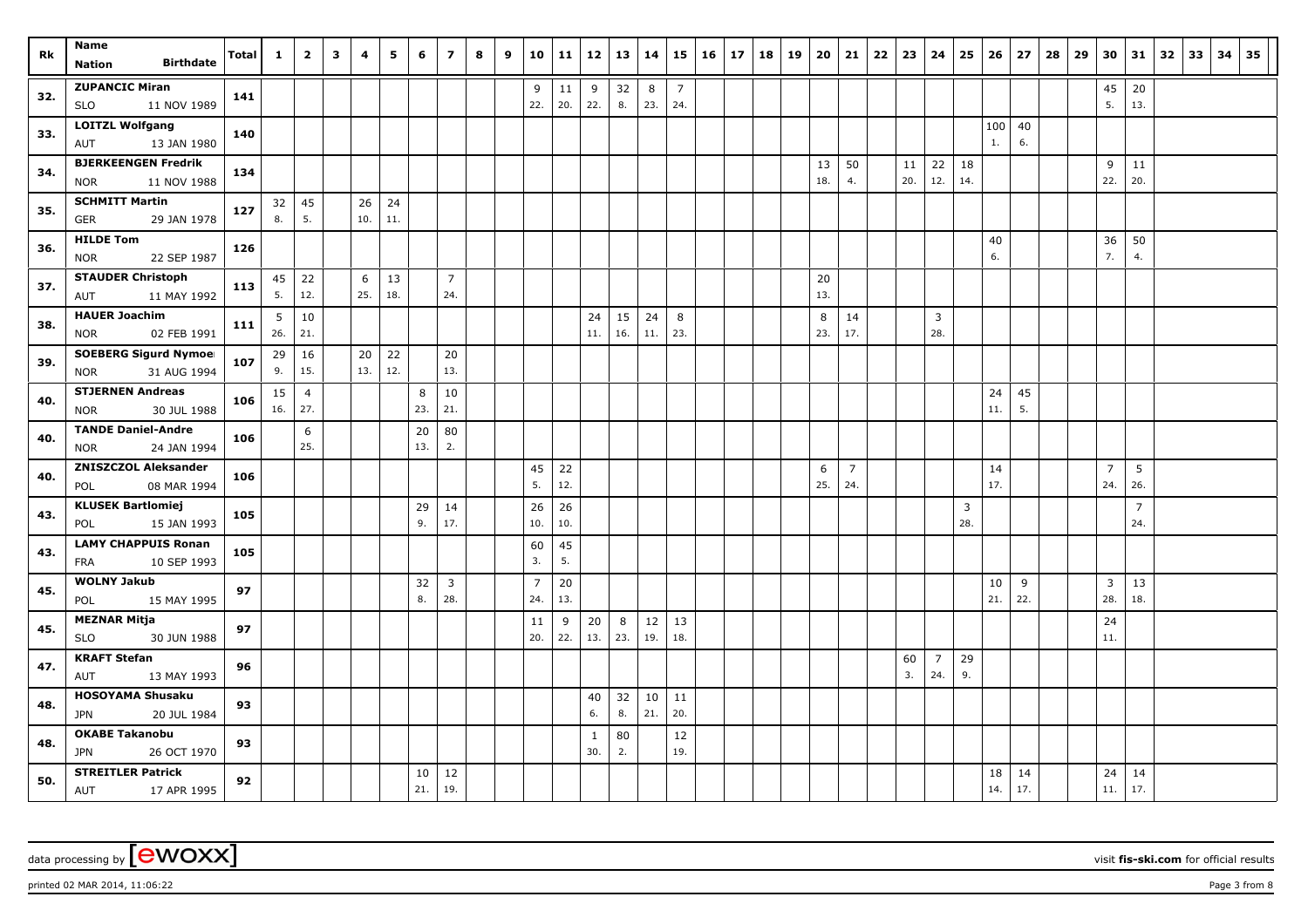| Rk | Name | Nation | Birthdate | Total | 1 | 2 | 3 | 4 | 5 | 6 | 7 | 8 | 9 | 10 | 11 | 12 | 13 | 14 | 15 | 16 | 17 | 18 | 19 | 20 | 21 | 22 | 23 | 24 | 25 | 26 | 27 | 28 | 29 | 30 | 31 | 32 | 33 | 34 | 35 |
|---|---|---|---|---|---|---|---|---|---|---|---|---|---|---|---|---|---|---|---|---|---|---|---|---|---|---|---|---|---|---|---|---|---|---|---|---|---|---|---|
| 32. | ZUPANCIC Miran | SLO | 11 NOV 1989 | 141 | | | | | | | | | | 9 (22.) | 11 (20.) | 9 (22.) | 32 (8.) | 8 (23.) | 7 (24.) | | | | | | | | | | | | | | | 45 (5.) | 20 (13.) | | | | |
| 33. | LOITZL Wolfgang | AUT | 13 JAN 1980 | 140 | | | | | | | | | | | | | | | | | | | | | | | | | | 100 (1.) | 40 (6.) | | | | | | | | |
| 34. | BJERKEENGEN Fredrik | NOR | 11 NOV 1988 | 134 | | | | | | | | | | | | | | | | | | | | 13 (18.) | 50 (4.) | | 11 (20.) | 22 (12.) | 18 (14.) | | | | | 9 (22.) | 11 (20.) | | | | |
| 35. | SCHMITT Martin | GER | 29 JAN 1978 | 127 | 32 (8.) | 45 (5.) | | 26 (10.) | 24 (11.) | | | | | | | | | | | | | | | | | | | | | | | | | | | | | | |
| 36. | HILDE Tom | NOR | 22 SEP 1987 | 126 | | | | | | | | | | | | | | | | | | | | | | | | | | 40 (6.) | | | | 36 (7.) | 50 (4.) | | | | |
| 37. | STAUDER Christoph | AUT | 11 MAY 1992 | 113 | 45 (5.) | 22 (12.) | | 6 (25.) | 13 (18.) | | 7 (24.) | | | | | | | | | | | | | 20 (13.) | | | | | | | | | | | | | | | |
| 38. | HAUER Joachim | NOR | 02 FEB 1991 | 111 | 5 (26.) | 10 (21.) | | | | | | | | | | 24 (11.) | 15 (16.) | 24 (11.) | 8 (23.) | | | | | 8 (23.) | 14 (17.) | | | 3 (28.) | | | | | | | | | | | |
| 39. | SOEBERG Sigurd Nymoen | NOR | 31 AUG 1994 | 107 | 29 (9.) | 16 (15.) | | 20 (13.) | 22 (12.) | | 20 (13.) | | | | | | | | | | | | | | | | | | | | | | | | | | | | |
| 40. | STJERNEN Andreas | NOR | 30 JUL 1988 | 106 | 15 (16.) | 4 (27.) | | | | 8 (23.) | 10 (21.) | | | | | | | | | | | | | | | | | | | 24 (11.) | 45 (5.) | | | | | | | | |
| 40. | TANDE Daniel-Andre | NOR | 24 JAN 1994 | 106 | | 6 (25.) | | | | 20 (13.) | 80 (2.) | | | | | | | | | | | | | | | | | | | | | | | | | | | | |
| 40. | ZNISZCZOL Aleksander | POL | 08 MAR 1994 | 106 | | | | | | | | | | 45 (5.) | 22 (12.) | | | | | | | | | 6 (25.) | 7 (24.) | | | | | 14 (17.) | | | | 7 (24.) | 5 (26.) | | | | |
| 43. | KLUSEK Bartlomiej | POL | 15 JAN 1993 | 105 | | | | | | 29 (9.) | 14 (17.) | | | 26 (10.) | 26 (10.) | | | | | | | | | | | | | | 3 (28.) | | | | | | 7 (24.) | | | | |
| 43. | LAMY CHAPPUIS Ronan | FRA | 10 SEP 1993 | 105 | | | | | | | | | | 60 (3.) | 45 (5.) | | | | | | | | | | | | | | | | | | | | | | | | |
| 45. | WOLNY Jakub | POL | 15 MAY 1995 | 97 | | | | | | 32 (8.) | 3 (28.) | | | 7 (24.) | 20 (13.) | | | | | | | | | | | | | | | 10 (21.) | 9 (22.) | | | 3 (28.) | 13 (18.) | | | | |
| 45. | MEZNAR Mitja | SLO | 30 JUN 1988 | 97 | | | | | | | | | | 11 (20.) | 9 (22.) | 20 (13.) | 8 (23.) | 12 (19.) | 13 (18.) | | | | | | | | | | | | | | | 24 (11.) | | | | | |
| 47. | KRAFT Stefan | AUT | 13 MAY 1993 | 96 | | | | | | | | | | | | | | | | | | | | | | | 60 (3.) | 7 (24.) | 29 (9.) | | | | | | | | | | |
| 48. | HOSOYAMA Shusaku | JPN | 20 JUL 1984 | 93 | | | | | | | | | | | | 40 (6.) | 32 (8.) | 10 (21.) | 11 (20.) | | | | | | | | | | | | | | | | | | | | |
| 48. | OKABE Takanobu | JPN | 26 OCT 1970 | 93 | | | | | | | | | | | | 1 (30.) | 80 (2.) | | 12 (19.) | | | | | | | | | | | | | | | | | | | | |
| 50. | STREITLER Patrick | AUT | 17 APR 1995 | 92 | | | | | | 10 (21.) | 12 (19.) | | | | | | | | | | | | | | | | | | | 18 (14.) | 14 (17.) | | | 24 (11.) | 14 (17.) | | | | |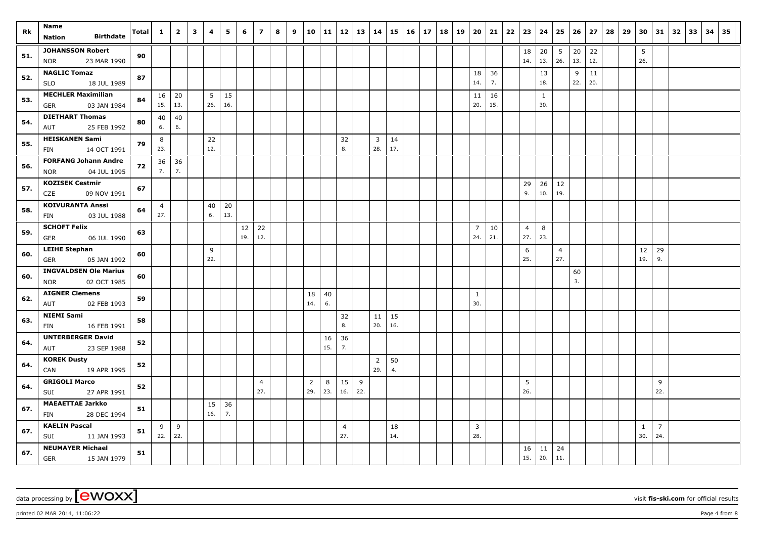| Rk | Name<br>Nation Birthdate | Total | 1 | 2 | 3 | 4 | 5 | 6 | 7 | 8 | 9 | 10 | 11 | 12 | 13 | 14 | 15 | 16 | 17 | 18 | 19 | 20 | 21 | 22 | 23 | 24 | 25 | 26 | 27 | 28 | 29 | 30 | 31 | 32 | 33 | 34 | 35 |
|---|---|---|---|---|---|---|---|---|---|---|---|---|---|---|---|---|---|---|---|---|---|---|---|---|---|---|---|---|---|---|---|---|---|---|---|---|---|
| 51. | JOHANSSON Robert<br>NOR 23 MAR 1990 | 90 | | | | | | | | | | | | | | | | | | | | | | | 18<br>14. | 20<br>13. | 5<br>26. | 20<br>13. | 22<br>12. | | | 5<br>26. | | | | | |
| 52. | NAGLIC Tomaz<br>SLO 18 JUL 1989 | 87 | | | | | | | | | | | | | | | | | | | | 18<br>14. | 36<br>7. | | | 13<br>18. | | 9<br>22. | 11<br>20. | | | | | | | | |
| 53. | MECHLER Maximilian<br>GER 03 JAN 1984 | 84 | 16<br>15. | 20<br>13. | | 5<br>26. | 15<br>16. | | | | | | | | | | | | | | | 11<br>20. | 16<br>15. | | | 1<br>30. | | | | | | | | | | | |
| 54. | DIETHART Thomas<br>AUT 25 FEB 1992 | 80 | 40<br>6. | 40<br>6. | | | | | | | | | | | | | | | | | | | | | | | | | | | | | | | | | |
| 55. | HEISKANEN Sami<br>FIN 14 OCT 1991 | 79 | 8<br>23. | | | 22<br>12. | | | | | | | | 32<br>8. | | 3<br>28. | 14<br>17. | | | | | | | | | | | | | | | | | | | | |
| 56. | FORFANG Johann Andre<br>NOR 04 JUL 1995 | 72 | 36<br>7. | 36<br>7. | | | | | | | | | | | | | | | | | | | | | | | | | | | | | | | | | |
| 57. | KOZISEK Cestmir<br>CZE 09 NOV 1991 | 67 | | | | | | | | | | | | | | | | | | | | | | | 29<br>9. | 26<br>10. | 12<br>19. | | | | | | | | | | |
| 58. | KOIVURANTA Anssi<br>FIN 03 JUL 1988 | 64 | 4<br>27. | | | 40<br>6. | 20<br>13. | | | | | | | | | | | | | | | | | | | | | | | | | | | | | | |
| 59. | SCHOFT Felix<br>GER 06 JUL 1990 | 63 | | | | | | 12<br>19. | 22<br>12. | | | | | | | | | | | | | 7<br>24. | 10<br>21. | | 4<br>27. | 8<br>23. | | | | | | | | | | | |
| 60. | LEIHE Stephan<br>GER 05 JAN 1992 | 60 | | | | 9<br>22. | | | | | | | | | | | | | | | | | | | 6<br>25. | | 4<br>27. | | | | | 12<br>19. | 29<br>9. | | | | |
| 60. | INGVALDSEN Ole Marius<br>NOR 02 OCT 1985 | 60 | | | | | | | | | | | | | | | | | | | | | | | | | | 60<br>3. | | | | | | | | | |
| 62. | AIGNER Clemens<br>AUT 02 FEB 1993 | 59 | | | | | | | | | | 18<br>14. | 40<br>6. | | | | | | | | | 1<br>30. | | | | | | | | | | | | | | | |
| 63. | NIEMI Sami<br>FIN 16 FEB 1991 | 58 | | | | | | | | | | | | 32<br>8. | | 11<br>20. | 15<br>16. | | | | | | | | | | | | | | | | | | | | |
| 64. | UNTERBERGER David<br>AUT 23 SEP 1988 | 52 | | | | | | | | | | | 16<br>15. | 36<br>7. | | | | | | | | | | | | | | | | | | | | | | | |
| 64. | KOREK Dusty<br>CAN 19 APR 1995 | 52 | | | | | | | | | | | | | | 2<br>29. | 50<br>4. | | | | | | | | | | | | | | | | | | | | |
| 64. | GRIGOLI Marco<br>SUI 27 APR 1991 | 52 | | | | | | | 4<br>27. | | | 2<br>29. | 8<br>23. | 15<br>16. | 9<br>22. | | | | | | | | | | 5<br>26. | | | | | | | | 9<br>22. | | | | |
| 67. | MAEAETTAE Jarkko<br>FIN 28 DEC 1994 | 51 | | | | 15<br>16. | 36<br>7. | | | | | | | | | | | | | | | | | | | | | | | | | | | | | | |
| 67. | KAELIN Pascal<br>SUI 11 JAN 1993 | 51 | 9<br>22. | 9<br>22. | | | | | | | | | | 4<br>27. | | | 18<br>14. | | | | | 3<br>28. | | | | | | | | | | 1<br>30. | 7<br>24. | | | | |
| 67. | NEUMAYER Michael<br>GER 15 JAN 1979 | 51 | | | | | | | | | | | | | | | | | | | | | | | 16<br>15. | 11<br>20. | 24<br>11. | | | | | | | | | | |

data processing by [ewoxx] visit fis-ski.com for official results

printed 02 MAR 2014, 11:06:22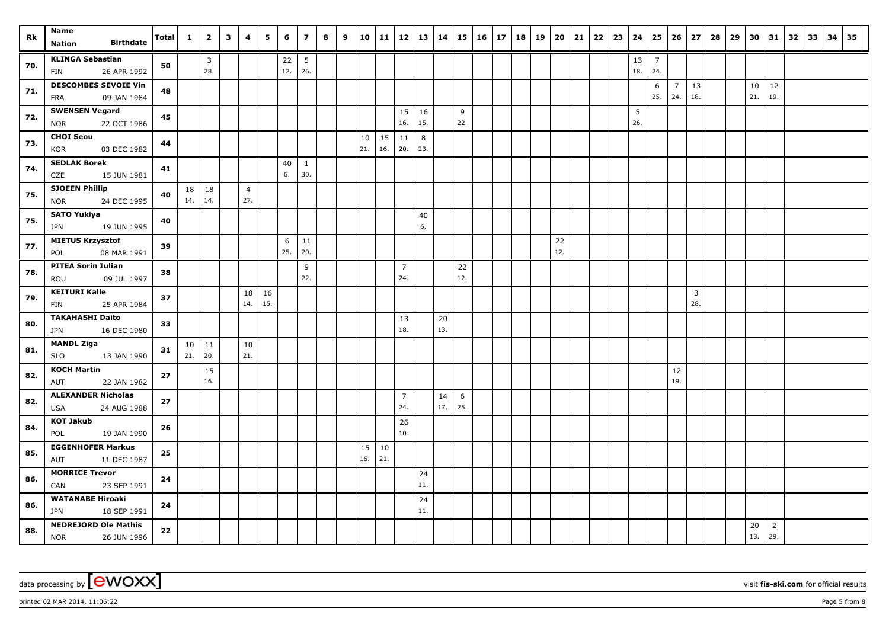| Rk | Name<br>Nation Birthdate | Total | 1 | 2 | 3 | 4 | 5 | 6 | 7 | 8 | 9 | 10 | 11 | 12 | 13 | 14 | 15 | 16 | 17 | 18 | 19 | 20 | 21 | 22 | 23 | 24 | 25 | 26 | 27 | 28 | 29 | 30 | 31 | 32 | 33 | 34 | 35 |
|---|---|---|---|---|---|---|---|---|---|---|---|---|---|---|---|---|---|---|---|---|---|---|---|---|---|---|---|---|---|---|---|---|---|---|---|---|---|
| 70. | KLINGA Sebastian<br>FIN 26 APR 1992 | 50 | | 3<br>28. | | | | 22<br>12. | 5<br>26. | | | | | | | | | | | | | | | | | 13<br>18. | 7<br>24. | | | | | | | | | | |
| 71. | DESCOMBES SEVOIE Vin<br>FRA 09 JAN 1984 | 48 | | | | | | | | | | | | | | | | | | | | | | | | | 6<br>25. | 7<br>24. | 13<br>18. | | | 10<br>21. | 12<br>19. | | | | |
| 72. | SWENSEN Vegard<br>NOR 22 OCT 1986 | 45 | | | | | | | | | | | | 15<br>16. | 16<br>15. | | 9<br>22. | | | | | | | | | 5<br>26. | | | | | | | | | | | |
| 73. | CHOI Seou<br>KOR 03 DEC 1982 | 44 | | | | | | | | | | 10<br>21. | 15<br>16. | 11<br>20. | 8<br>23. | | | | | | | | | | | | | | | | | | | | | | |
| 74. | SEDLAK Borek<br>CZE 15 JUN 1981 | 41 | | | | | | 40<br>6. | 1<br>30. | | | | | | | | | | | | | | | | | | | | | | | | | | | | |
| 75. | SJOEEN Phillip<br>NOR 24 DEC 1995 | 40 | 18<br>14. | 18<br>14. | | 4<br>27. | | | | | | | | | | | | | | | | | | | | | | | | | | | | | | | |
| 75. | SATO Yukiya<br>JPN 19 JUN 1995 | 40 | | | | | | | | | | | | | 40<br>6. | | | | | | | | | | | | | | | | | | | | | | |
| 77. | MIETUS Krzysztof<br>POL 08 MAR 1991 | 39 | | | | | | 6<br>25. | 11<br>20. | | | | | | | | | | | | | 22<br>12. | | | | | | | | | | | | | | | |
| 78. | PITEA Sorin Iulian<br>ROU 09 JUL 1997 | 38 | | | | | | | 9<br>22. | | | | | 7<br>24. | | | 22<br>12. | | | | | | | | | | | | | | | | | | | | |
| 79. | KEITURI Kalle<br>FIN 25 APR 1984 | 37 | | | | 18<br>14. | 16<br>15. | | | | | | | | | | | | | | | | | | | | | | 3<br>28. | | | | | | | | |
| 80. | TAKAHASHI Daito<br>JPN 16 DEC 1980 | 33 | | | | | | | | | | | | 13<br>18. | | 20<br>13. | | | | | | | | | | | | | | | | | | | | | |
| 81. | MANDL Ziga<br>SLO 13 JAN 1990 | 31 | 10<br>21. | 11<br>20. | | 10<br>21. | | | | | | | | | | | | | | | | | | | | | | | | | | | | | | | |
| 82. | KOCH Martin<br>AUT 22 JAN 1982 | 27 | | 15<br>16. | | | | | | | | | | | | | | | | | | | | | | | | 12<br>19. | | | | | | | | | |
| 82. | ALEXANDER Nicholas<br>USA 24 AUG 1988 | 27 | | | | | | | | | | | | 7<br>24. | | 14<br>17. | 6<br>25. | | | | | | | | | | | | | | | | | | | | |
| 84. | KOT Jakub<br>POL 19 JAN 1990 | 26 | | | | | | | | | | | | 26<br>10. | | | | | | | | | | | | | | | | | | | | | | | |
| 85. | EGGENHOFER Markus<br>AUT 11 DEC 1987 | 25 | | | | | | | | | | 15<br>16. | 10<br>21. | | | | | | | | | | | | | | | | | | | | | | | | |
| 86. | MORRICE Trevor<br>CAN 23 SEP 1991 | 24 | | | | | | | | | | | | | 24<br>11. | | | | | | | | | | | | | | | | | | | | | | |
| 86. | WATANABE Hiroaki<br>JPN 18 SEP 1991 | 24 | | | | | | | | | | | | | 24<br>11. | | | | | | | | | | | | | | | | | | | | | | |
| 88. | NEDREJORD Ole Mathis<br>NOR 26 JUN 1996 | 22 | | | | | | | | | | | | | | | | | | | | | | | | | | | | | | 20<br>13. | 2<br>29. | | | | |

data processing by [ewoxx] visit fis-ski.com for official results

printed 02 MAR 2014, 11:06:22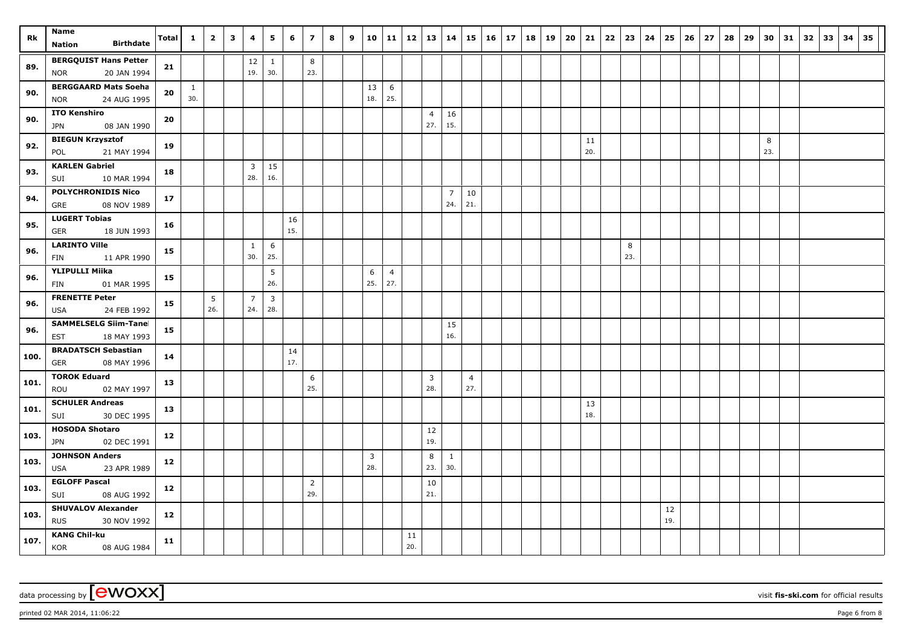| Rk | Name<br>Nation Birthdate | Total | 1 | 2 | 3 | 4 | 5 | 6 | 7 | 8 | 9 | 10 | 11 | 12 | 13 | 14 | 15 | 16 | 17 | 18 | 19 | 20 | 21 | 22 | 23 | 24 | 25 | 26 | 27 | 28 | 29 | 30 | 31 | 32 | 33 | 34 | 35 |
|---|---|---|---|---|---|---|---|---|---|---|---|---|---|---|---|---|---|---|---|---|---|---|---|---|---|---|---|---|---|---|---|---|---|---|---|---|---|
| 89. | **BERGQUIST Hans Petter**<br>NOR 20 JAN 1994 | **21** | | | | 12<br>19. | 1<br>30. | | 8<br>23. | | | | | | | | | | | | | | | | | | | | | | | | | | | | |
| 90. | **BERGGAARD Mats Soeha**<br>NOR 24 AUG 1995 | **20** | 1<br>30. | | | | | | | | | 13<br>18. | 6<br>25. | | | | | | | | | | | | | | | | | | | | | | | | |
| 90. | **ITO Kenshiro**<br>JPN 08 JAN 1990 | **20** | | | | | | | | | | | | | 4<br>27. | 16<br>15. | | | | | | | | | | | | | | | | | | | | | |
| 92. | **BIEGUN Krzysztof**<br>POL 21 MAY 1994 | **19** | | | | | | | | | | | | | | | | | | | | | 11<br>20. | | | | | | | | | 8<br>23. | | | | | |
| 93. | **KARLEN Gabriel**<br>SUI 10 MAR 1994 | **18** | | | | 3<br>28. | 15<br>16. | | | | | | | | | | | | | | | | | | | | | | | | | | | | | | |
| 94. | **POLYCHRONIDIS Nico**<br>GRE 08 NOV 1989 | **17** | | | | | | | | | | | | | | 7<br>24. | 10<br>21. | | | | | | | | | | | | | | | | | | | | |
| 95. | **LUGERT Tobias**<br>GER 18 JUN 1993 | **16** | | | | | | 16<br>15. | | | | | | | | | | | | | | | | | | | | | | | | | | | | | |
| 96. | **LARINTO Ville**<br>FIN 11 APR 1990 | **15** | | | | 1<br>30. | 6<br>25. | | | | | | | | | | | | | | | | | | 8<br>23. | | | | | | | | | | | | |
| 96. | **YLIPULLI Miika**<br>FIN 01 MAR 1995 | **15** | | | | | 5<br>26. | | | | | 6<br>25. | 4<br>27. | | | | | | | | | | | | | | | | | | | | | | | | |
| 96. | **FRENETTE Peter**<br>USA 24 FEB 1992 | **15** | | 5<br>26. | | 7<br>24. | 3<br>28. | | | | | | | | | | | | | | | | | | | | | | | | | | | | | | |
| 96. | **SAMMELSELG Siim-Tanel**<br>EST 18 MAY 1993 | **15** | | | | | | | | | | | | | | 15<br>16. | | | | | | | | | | | | | | | | | | | | | |
| 100. | **BRADATSCH Sebastian**<br>GER 08 MAY 1996 | **14** | | | | | | 14<br>17. | | | | | | | | | | | | | | | | | | | | | | | | | | | | | |
| 101. | **TOROK Eduard**<br>ROU 02 MAY 1997 | **13** | | | | | | | 6<br>25. | | | | | | 3<br>28. | | 4<br>27. | | | | | | | | | | | | | | | | | | | | |
| 101. | **SCHULER Andreas**<br>SUI 30 DEC 1995 | **13** | | | | | | | | | | | | | | | | | | | | | 13<br>18. | | | | | | | | | | | | | | |
| 103. | **HOSODA Shotaro**<br>JPN 02 DEC 1991 | **12** | | | | | | | | | | | | | 12<br>19. | | | | | | | | | | | | | | | | | | | | | | |
| 103. | **JOHNSON Anders**<br>USA 23 APR 1989 | **12** | | | | | | | | | | 3<br>28. | | | 8<br>23. | 1<br>30. | | | | | | | | | | | | | | | | | | | | | |
| 103. | **EGLOFF Pascal**<br>SUI 08 AUG 1992 | **12** | | | | | | | 2<br>29. | | | | | | 10<br>21. | | | | | | | | | | | | | | | | | | | | | | |
| 103. | **SHUVALOV Alexander**<br>RUS 30 NOV 1992 | **12** | | | | | | | | | | | | | | | | | | | | | | | | | 12<br>19. | | | | | | | | | | |
| 107. | **KANG Chil-ku**<br>KOR 08 AUG 1984 | **11** | | | | | | | | | | | | 11<br>20. | | | | | | | | | | | | | | | | | | | | | | | |

data processing by **[ewoxx]** visit **fis-ski.com** for official results

printed 02 MAR 2014, 11:06:22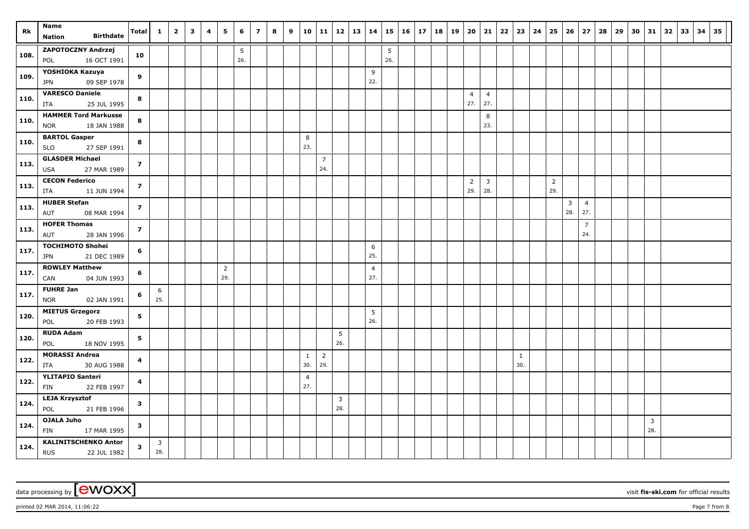| Rk | Name<br>Nation Birthdate | Total | 1 | 2 | 3 | 4 | 5 | 6 | 7 | 8 | 9 | 10 | 11 | 12 | 13 | 14 | 15 | 16 | 17 | 18 | 19 | 20 | 21 | 22 | 23 | 24 | 25 | 26 | 27 | 28 | 29 | 30 | 31 | 32 | 33 | 34 | 35 |
|---|---|---|---|---|---|---|---|---|---|---|---|---|---|---|---|---|---|---|---|---|---|---|---|---|---|---|---|---|---|---|---|---|---|---|---|---|---|
| 108. | ZAPOTOCZNY Andrzej<br>POL 16 OCT 1991 | 10 | | | | | | 5<br>26. | | | | | | | | | 5<br>26. | | | | | | | | | | | | | | | | | | | | |
| 109. | YOSHIOKA Kazuya<br>JPN 09 SEP 1978 | 9 | | | | | | | | | | | | | | 9<br>22. | | | | | | | | | | | | | | | | | | | | | |
| 110. | VARESCO Daniele<br>ITA 25 JUL 1995 | 8 | | | | | | | | | | | | | | | | | | | | 4<br>27. | 4<br>27. | | | | | | | | | | | | | | |
| 110. | HAMMER Tord Markusse<br>NOR 18 JAN 1988 | 8 | | | | | | | | | | | | | | | | | | | | | 8<br>23. | | | | | | | | | | | | | | |
| 110. | BARTOL Gasper<br>SLO 27 SEP 1991 | 8 | | | | | | | | | | 8<br>23. | | | | | | | | | | | | | | | | | | | | | | | | | |
| 113. | GLASDER Michael<br>USA 27 MAR 1989 | 7 | | | | | | | | | | | 7<br>24. | | | | | | | | | | | | | | | | | | | | | | | | |
| 113. | CECON Federico<br>ITA 11 JUN 1994 | 7 | | | | | | | | | | | | | | | | | | | | 2<br>29. | 3<br>28. | | | | 2<br>29. | | | | | | | | | | |
| 113. | HUBER Stefan<br>AUT 08 MAR 1994 | 7 | | | | | | | | | | | | | | | | | | | | | | | | | | 3<br>28. | 4<br>27. | | | | | | | | |
| 113. | HOFER Thomas<br>AUT 28 JAN 1996 | 7 | | | | | | | | | | | | | | | | | | | | | | | | | | | 7<br>24. | | | | | | | | |
| 117. | TOCHIMOTO Shohei<br>JPN 21 DEC 1989 | 6 | | | | | | | | | | | | | | 6<br>25. | | | | | | | | | | | | | | | | | | | | | |
| 117. | ROWLEY Matthew<br>CAN 04 JUN 1993 | 6 | | | | | 2<br>29. | | | | | | | | | 4<br>27. | | | | | | | | | | | | | | | | | | | | | |
| 117. | FUHRE Jan<br>NOR 02 JAN 1991 | 6 | 6<br>25. | | | | | | | | | | | | | | | | | | | | | | | | | | | | | | | | | | |
| 120. | MIETUS Grzegorz<br>POL 20 FEB 1993 | 5 | | | | | | | | | | | | | | 5<br>26. | | | | | | | | | | | | | | | | | | | | | |
| 120. | RUDA Adam<br>POL 18 NOV 1995 | 5 | | | | | | | | | | | | 5<br>26. | | | | | | | | | | | | | | | | | | | | | | | |
| 122. | MORASSI Andrea<br>ITA 30 AUG 1988 | 4 | | | | | | | | | | 1<br>30. | 2<br>29. | | | | | | | | | | | | 1<br>30. | | | | | | | | | | | | |
| 122. | YLITAPIO Santeri<br>FIN 22 FEB 1997 | 4 | | | | | | | | | | 4<br>27. | | | | | | | | | | | | | | | | | | | | | | | | | |
| 124. | LEJA Krzysztof<br>POL 21 FEB 1996 | 3 | | | | | | | | | | | | 3<br>28. | | | | | | | | | | | | | | | | | | | | | | | |
| 124. | OJALA Juho<br>FIN 17 MAR 1995 | 3 | | | | | | | | | | | | | | | | | | | | | | | | | | | | | | | 3<br>28. | | | | |
| 124. | KALINITSCHENKO Antor<br>RUS 22 JUL 1982 | 3 | 3<br>28. | | | | | | | | | | | | | | | | | | | | | | | | | | | | | | | | | | |

data processing by [ewoxx] visit **fis-ski.com** for official results

printed 02 MAR 2014, 11:06:22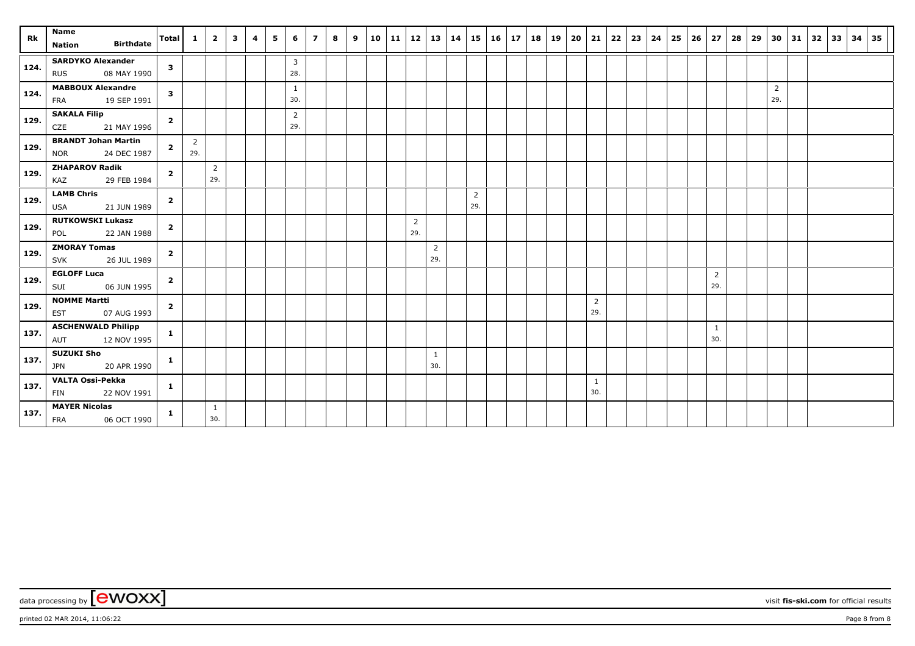| Rk | Name<br>Nation Birthdate | Total | 1 | 2 | 3 | 4 | 5 | 6 | 7 | 8 | 9 | 10 | 11 | 12 | 13 | 14 | 15 | 16 | 17 | 18 | 19 | 20 | 21 | 22 | 23 | 24 | 25 | 26 | 27 | 28 | 29 | 30 | 31 | 32 | 33 | 34 | 35 |
|---|---|---|---|---|---|---|---|---|---|---|---|---|---|---|---|---|---|---|---|---|---|---|---|---|---|---|---|---|---|---|---|---|---|---|---|---|---|
| 124. | **SARDYKO Alexander**<br>RUS 08 MAY 1990 | **3** | | | | | | 3<br>28. | | | | | | | | | | | | | | | | | | | | | | | | | | | | | |
| 124. | **MABBOUX Alexandre**<br>FRA 19 SEP 1991 | **3** | | | | | | 1<br>30. | | | | | | | | | | | | | | | | | | | | | | | | 2<br>29. | | | | | |
| 129. | **SAKALA Filip**<br>CZE 21 MAY 1996 | **2** | | | | | | 2<br>29. | | | | | | | | | | | | | | | | | | | | | | | | | | | | | |
| 129. | **BRANDT Johan Martin**<br>NOR 24 DEC 1987 | **2** | 2<br>29. | | | | | | | | | | | | | | | | | | | | | | | | | | | | | | | | | | |
| 129. | **ZHAPAROV Radik**<br>KAZ 29 FEB 1984 | **2** | | 2<br>29. | | | | | | | | | | | | | | | | | | | | | | | | | | | | | | | | | |
| 129. | **LAMB Chris**<br>USA 21 JUN 1989 | **2** | | | | | | | | | | | | | | | 2<br>29. | | | | | | | | | | | | | | | | | | | | |
| 129. | **RUTKOWSKI Lukasz**<br>POL 22 JAN 1988 | **2** | | | | | | | | | | | | 2<br>29. | | | | | | | | | | | | | | | | | | | | | | | |
| 129. | **ZMORAY Tomas**<br>SVK 26 JUL 1989 | **2** | | | | | | | | | | | | | 2<br>29. | | | | | | | | | | | | | | | | | | | | | | |
| 129. | **EGLOFF Luca**<br>SUI 06 JUN 1995 | **2** | | | | | | | | | | | | | | | | | | | | | | | | | | | 2<br>29. | | | | | | | | |
| 129. | **NOMME Martti**<br>EST 07 AUG 1993 | **2** | | | | | | | | | | | | | | | | | | | | | 2<br>29. | | | | | | | | | | | | | | |
| 137. | **ASCHENWALD Philipp**<br>AUT 12 NOV 1995 | **1** | | | | | | | | | | | | | | | | | | | | | | | | | | | 1<br>30. | | | | | | | | |
| 137. | **SUZUKI Sho**<br>JPN 20 APR 1990 | **1** | | | | | | | | | | | | | 1<br>30. | | | | | | | | | | | | | | | | | | | | | | |
| 137. | **VALTA Ossi-Pekka**<br>FIN 22 NOV 1991 | **1** | | | | | | | | | | | | | | | | | | | | | 1<br>30. | | | | | | | | | | | | | | |
| 137. | **MAYER Nicolas**<br>FRA 06 OCT 1990 | **1** | | 1<br>30. | | | | | | | | | | | | | | | | | | | | | | | | | | | | | | | | | |

data processing by [ewoxx]

visit **fis-ski.com** for official results

printed 02 MAR 2014, 11:06:22